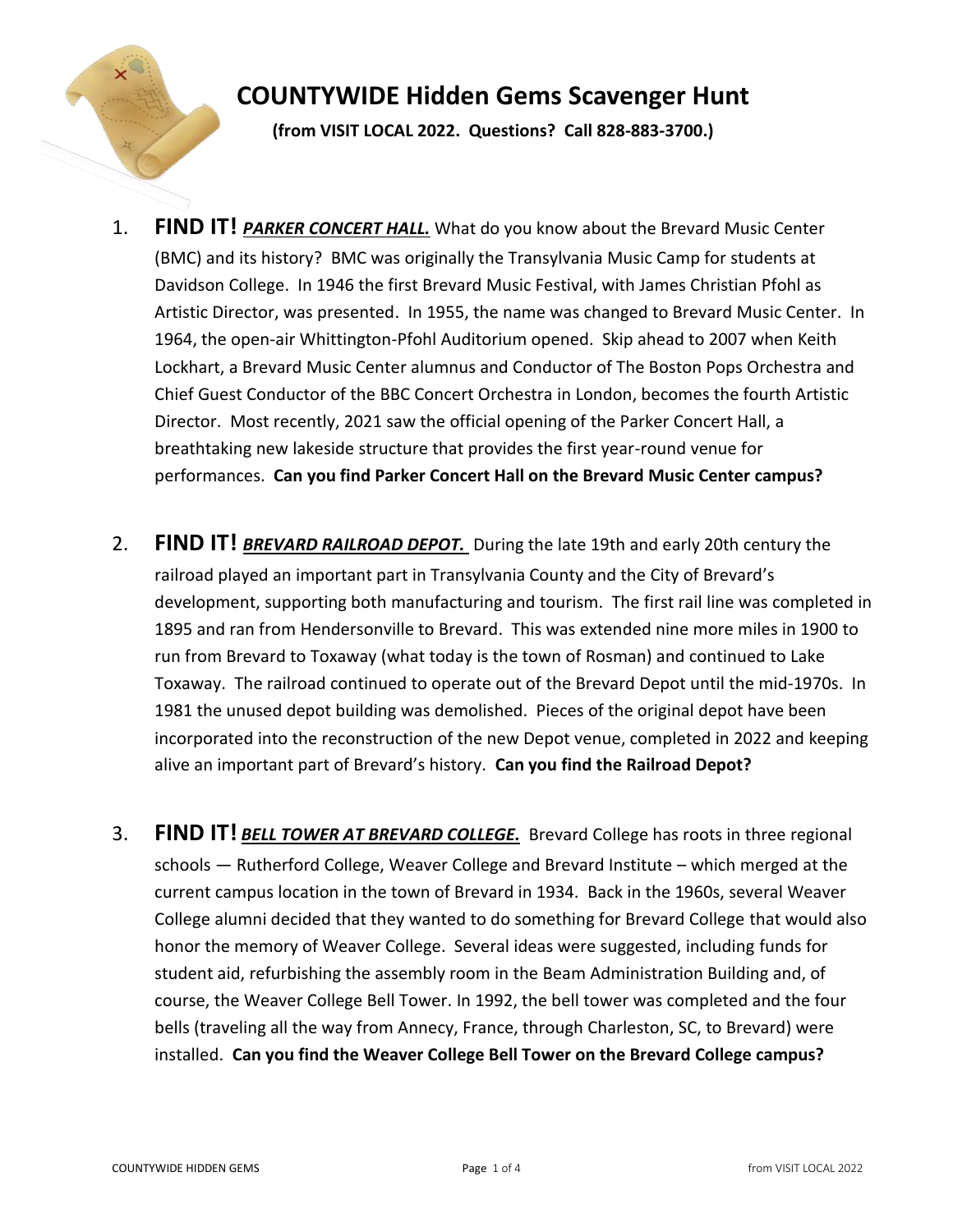# COUNTYWIDE Hidden Gems Scavenger Hunt

**(from VISIT LOCAL 2022. Questions? Call 828-883-3700.)**

1. **FIND IT!** ***PARKER CONCERT HALL.*** What do you know about the Brevard Music Center (BMC) and its history? BMC was originally the Transylvania Music Camp for students at Davidson College. In 1946 the first Brevard Music Festival, with James Christian Pfohl as Artistic Director, was presented. In 1955, the name was changed to Brevard Music Center. In 1964, the open-air Whittington-Pfohl Auditorium opened. Skip ahead to 2007 when Keith Lockhart, a Brevard Music Center alumnus and Conductor of The Boston Pops Orchestra and Chief Guest Conductor of the BBC Concert Orchestra in London, becomes the fourth Artistic Director. Most recently, 2021 saw the official opening of the Parker Concert Hall, a breathtaking new lakeside structure that provides the first year-round venue for performances. **Can you find Parker Concert Hall on the Brevard Music Center campus?**

2. **FIND IT!** ***BREVARD RAILROAD DEPOT.*** During the late 19th and early 20th century the railroad played an important part in Transylvania County and the City of Brevard's development, supporting both manufacturing and tourism. The first rail line was completed in 1895 and ran from Hendersonville to Brevard. This was extended nine more miles in 1900 to run from Brevard to Toxaway (what today is the town of Rosman) and continued to Lake Toxaway. The railroad continued to operate out of the Brevard Depot until the mid-1970s. In 1981 the unused depot building was demolished. Pieces of the original depot have been incorporated into the reconstruction of the new Depot venue, completed in 2022 and keeping alive an important part of Brevard's history. **Can you find the Railroad Depot?**

3. **FIND IT!** ***BELL TOWER AT BREVARD COLLEGE.*** Brevard College has roots in three regional schools — Rutherford College, Weaver College and Brevard Institute – which merged at the current campus location in the town of Brevard in 1934. Back in the 1960s, several Weaver College alumni decided that they wanted to do something for Brevard College that would also honor the memory of Weaver College. Several ideas were suggested, including funds for student aid, refurbishing the assembly room in the Beam Administration Building and, of course, the Weaver College Bell Tower. In 1992, the bell tower was completed and the four bells (traveling all the way from Annecy, France, through Charleston, SC, to Brevard) were installed. **Can you find the Weaver College Bell Tower on the Brevard College campus?**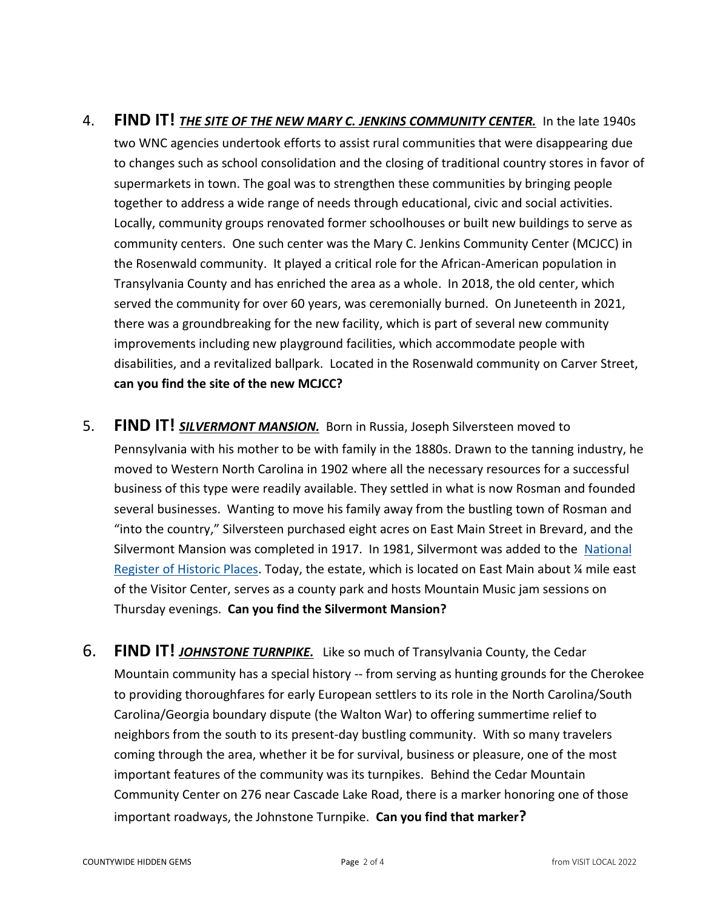4. **FIND IT!** ***THE SITE OF THE NEW MARY C. JENKINS COMMUNITY CENTER.*** In the late 1940s two WNC agencies undertook efforts to assist rural communities that were disappearing due to changes such as school consolidation and the closing of traditional country stores in favor of supermarkets in town. The goal was to strengthen these communities by bringing people together to address a wide range of needs through educational, civic and social activities. Locally, community groups renovated former schoolhouses or built new buildings to serve as community centers. One such center was the Mary C. Jenkins Community Center (MCJCC) in the Rosenwald community. It played a critical role for the African-American population in Transylvania County and has enriched the area as a whole. In 2018, the old center, which served the community for over 60 years, was ceremonially burned. On Juneteenth in 2021, there was a groundbreaking for the new facility, which is part of several new community improvements including new playground facilities, which accommodate people with disabilities, and a revitalized ballpark. Located in the Rosenwald community on Carver Street, **can you find the site of the new MCJCC?**

5. **FIND IT!** ***SILVERMONT MANSION.*** Born in Russia, Joseph Silversteen moved to Pennsylvania with his mother to be with family in the 1880s. Drawn to the tanning industry, he moved to Western North Carolina in 1902 where all the necessary resources for a successful business of this type were readily available. They settled in what is now Rosman and founded several businesses. Wanting to move his family away from the bustling town of Rosman and "into the country," Silversteen purchased eight acres on East Main Street in Brevard, and the Silvermont Mansion was completed in 1917. In 1981, Silvermont was added to the National Register of Historic Places. Today, the estate, which is located on East Main about ¼ mile east of the Visitor Center, serves as a county park and hosts Mountain Music jam sessions on Thursday evenings. **Can you find the Silvermont Mansion?**

6. **FIND IT!** ***JOHNSTONE TURNPIKE.*** Like so much of Transylvania County, the Cedar Mountain community has a special history -- from serving as hunting grounds for the Cherokee to providing thoroughfares for early European settlers to its role in the North Carolina/South Carolina/Georgia boundary dispute (the Walton War) to offering summertime relief to neighbors from the south to its present-day bustling community. With so many travelers coming through the area, whether it be for survival, business or pleasure, one of the most important features of the community was its turnpikes. Behind the Cedar Mountain Community Center on 276 near Cascade Lake Road, there is a marker honoring one of those important roadways, the Johnstone Turnpike. **Can you find that marker?**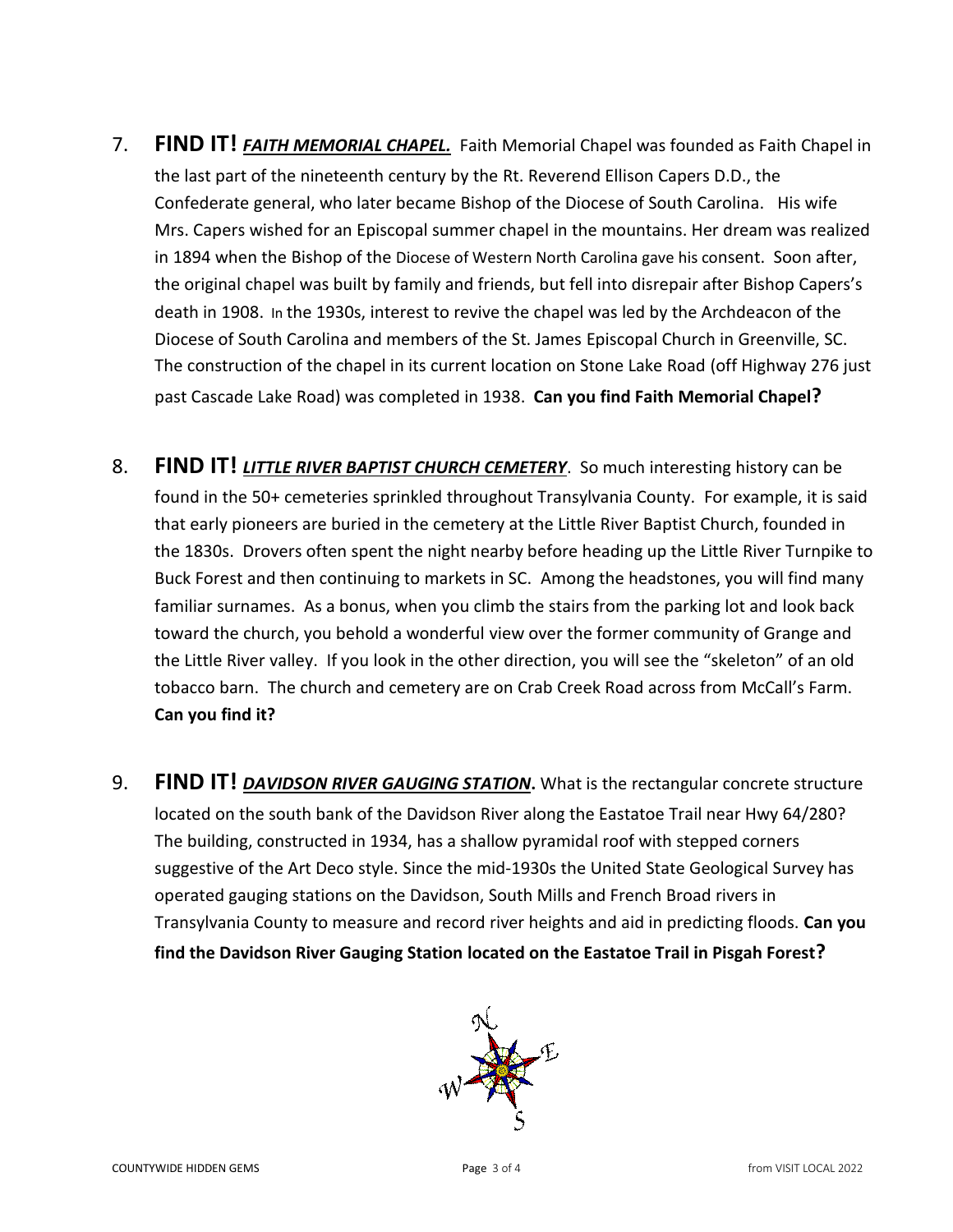7. **FIND IT!** ***FAITH MEMORIAL CHAPEL.*** Faith Memorial Chapel was founded as Faith Chapel in the last part of the nineteenth century by the Rt. Reverend Ellison Capers D.D., the Confederate general, who later became Bishop of the Diocese of South Carolina. His wife Mrs. Capers wished for an Episcopal summer chapel in the mountains. Her dream was realized in 1894 when the Bishop of the Diocese of Western North Carolina gave his consent. Soon after, the original chapel was built by family and friends, but fell into disrepair after Bishop Capers's death in 1908. In the 1930s, interest to revive the chapel was led by the Archdeacon of the Diocese of South Carolina and members of the St. James Episcopal Church in Greenville, SC. The construction of the chapel in its current location on Stone Lake Road (off Highway 276 just past Cascade Lake Road) was completed in 1938. **Can you find Faith Memorial Chapel?**

8. **FIND IT!** ***LITTLE RIVER BAPTIST CHURCH CEMETERY***. So much interesting history can be found in the 50+ cemeteries sprinkled throughout Transylvania County. For example, it is said that early pioneers are buried in the cemetery at the Little River Baptist Church, founded in the 1830s. Drovers often spent the night nearby before heading up the Little River Turnpike to Buck Forest and then continuing to markets in SC. Among the headstones, you will find many familiar surnames. As a bonus, when you climb the stairs from the parking lot and look back toward the church, you behold a wonderful view over the former community of Grange and the Little River valley. If you look in the other direction, you will see the "skeleton" of an old tobacco barn. The church and cemetery are on Crab Creek Road across from McCall's Farm. **Can you find it?**

9. **FIND IT!** ***DAVIDSON RIVER GAUGING STATION*****.** What is the rectangular concrete structure located on the south bank of the Davidson River along the Eastatoe Trail near Hwy 64/280? The building, constructed in 1934, has a shallow pyramidal roof with stepped corners suggestive of the Art Deco style. Since the mid-1930s the United State Geological Survey has operated gauging stations on the Davidson, South Mills and French Broad rivers in Transylvania County to measure and record river heights and aid in predicting floods. **Can you find the Davidson River Gauging Station located on the Eastatoe Trail in Pisgah Forest?**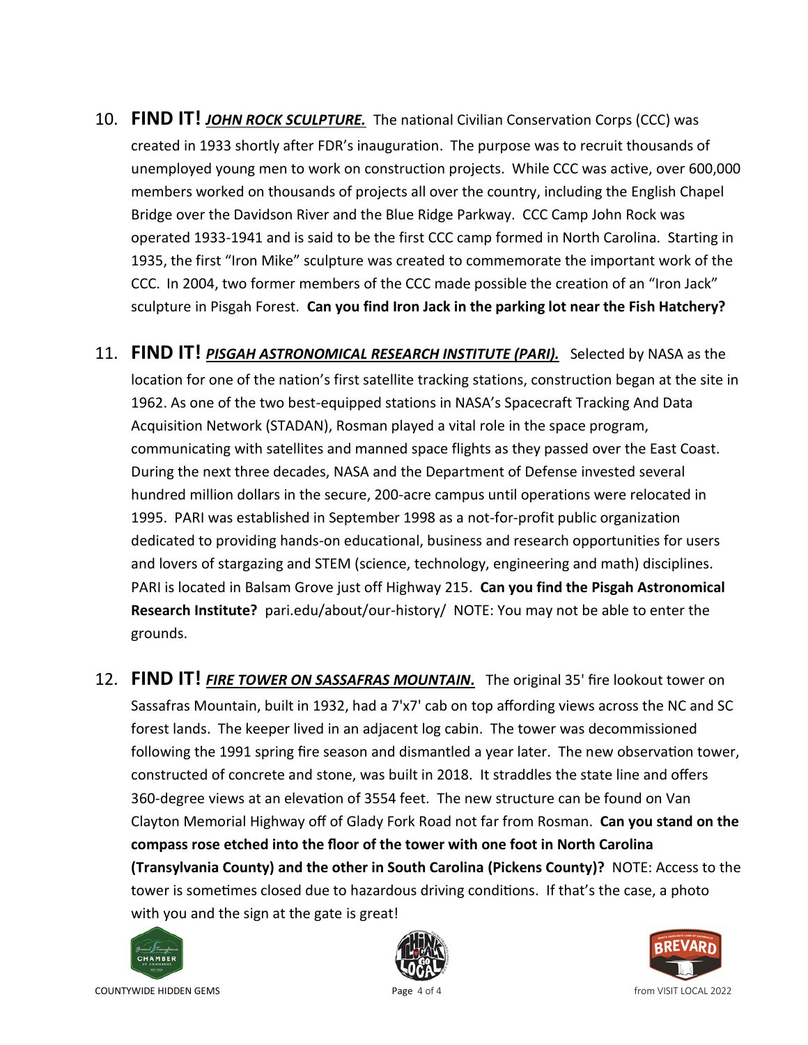10. **FIND IT!** ***JOHN ROCK SCULPTURE.*** The national Civilian Conservation Corps (CCC) was created in 1933 shortly after FDR's inauguration. The purpose was to recruit thousands of unemployed young men to work on construction projects. While CCC was active, over 600,000 members worked on thousands of projects all over the country, including the English Chapel Bridge over the Davidson River and the Blue Ridge Parkway. CCC Camp John Rock was operated 1933-1941 and is said to be the first CCC camp formed in North Carolina. Starting in 1935, the first "Iron Mike" sculpture was created to commemorate the important work of the CCC. In 2004, two former members of the CCC made possible the creation of an "Iron Jack" sculpture in Pisgah Forest. **Can you find Iron Jack in the parking lot near the Fish Hatchery?**

11. **FIND IT!** ***PISGAH ASTRONOMICAL RESEARCH INSTITUTE (PARI).*** Selected by NASA as the location for one of the nation's first satellite tracking stations, construction began at the site in 1962. As one of the two best-equipped stations in NASA's Spacecraft Tracking And Data Acquisition Network (STADAN), Rosman played a vital role in the space program, communicating with satellites and manned space flights as they passed over the East Coast. During the next three decades, NASA and the Department of Defense invested several hundred million dollars in the secure, 200-acre campus until operations were relocated in 1995. PARI was established in September 1998 as a not-for-profit public organization dedicated to providing hands-on educational, business and research opportunities for users and lovers of stargazing and STEM (science, technology, engineering and math) disciplines. PARI is located in Balsam Grove just off Highway 215. **Can you find the Pisgah Astronomical Research Institute?** pari.edu/about/our-history/ NOTE: You may not be able to enter the grounds.

12. **FIND IT!** ***FIRE TOWER ON SASSAFRAS MOUNTAIN.*** The original 35' fire lookout tower on Sassafras Mountain, built in 1932, had a 7'x7' cab on top affording views across the NC and SC forest lands. The keeper lived in an adjacent log cabin. The tower was decommissioned following the 1991 spring fire season and dismantled a year later. The new observation tower, constructed of concrete and stone, was built in 2018. It straddles the state line and offers 360-degree views at an elevation of 3554 feet. The new structure can be found on Van Clayton Memorial Highway off of Glady Fork Road not far from Rosman. **Can you stand on the compass rose etched into the floor of the tower with one foot in North Carolina (Transylvania County) and the other in South Carolina (Pickens County)?** NOTE: Access to the tower is sometimes closed due to hazardous driving conditions. If that's the case, a photo with you and the sign at the gate is great!